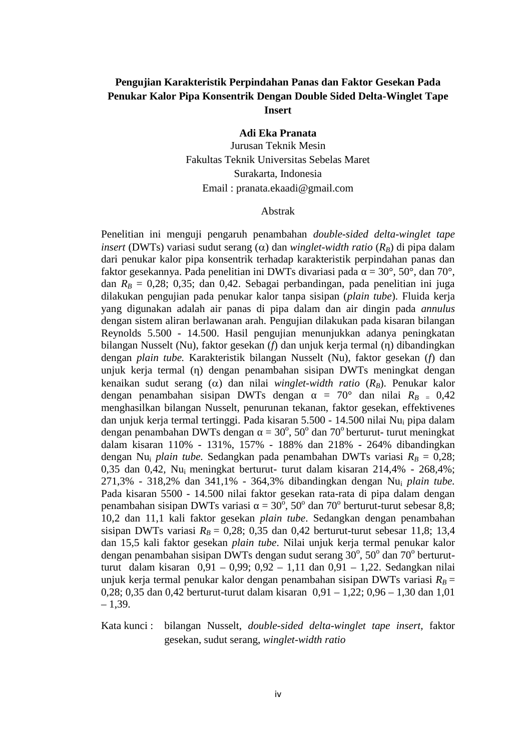# Pengujian Karakteristik Perpindahan Panas dan Faktor Gesekan Pada Penukar Kalor Pipa Konsentrik Dengan Double Sided Delta-Winglet Tape Insert

**Adi Eka Pranata**

Jurusan Teknik Mesin

Fakultas Teknik Universitas Sebelas Maret

Surakarta, Indonesia

Email : pranata.ekaadi@gmail.com

## Abstrak

Penelitian ini menguji pengaruh penambahan *double-sided delta-winglet tape insert* (DWTs) variasi sudut serang ($\alpha$) dan *winglet-width ratio* ($R_B$) di pipa dalam dari penukar kalor pipa konsentrik terhadap karakteristik perpindahan panas dan faktor gesekannya. Pada penelitian ini DWTs divariasi pada α = 30°, 50°, dan 70°, dan $R_B$ = 0,28; 0,35; dan 0,42. Sebagai perbandingan, pada penelitian ini juga dilakukan pengujian pada penukar kalor tanpa sisipan (*plain tube*). Fluida kerja yang digunakan adalah air panas di pipa dalam dan air dingin pada *annulus* dengan sistem aliran berlawanan arah. Pengujian dilakukan pada kisaran bilangan Reynolds 5.500 - 14.500. Hasil pengujian menunjukkan adanya peningkatan bilangan Nusselt (Nu), faktor gesekan (*f*) dan unjuk kerja termal (η) dibandingkan dengan *plain tube.* Karakteristik bilangan Nusselt (Nu), faktor gesekan (*f*) dan unjuk kerja termal (η) dengan penambahan sisipan DWTs meningkat dengan kenaikan sudut serang ($\alpha$) dan nilai *winglet-width ratio* ($R_B$). Penukar kalor dengan penambahan sisipan DWTs dengan α = 70° dan nilai $R_B$ = 0,42 menghasilkan bilangan Nusselt, penurunan tekanan, faktor gesekan, effektivenes dan unjuk kerja termal tertinggi. Pada kisaran 5.500 - 14.500 nilai $Nu_i$ pipa dalam dengan penambahan DWTs dengan α = 30$^o$, 50$^o$ dan 70$^o$ berturut- turut meningkat dalam kisaran 110% - 131%, 157% - 188% dan 218% - 264% dibandingkan dengan $Nu_i$ *plain tube.* Sedangkan pada penambahan DWTs variasi $R_B$ = 0,28; 0,35 dan 0,42, $Nu_i$ meningkat berturut- turut dalam kisaran 214,4% - 268,4%; 271,3% - 318,2% dan 341,1% - 364,3% dibandingkan dengan $Nu_i$ *plain tube.* Pada kisaran 5500 - 14.500 nilai faktor gesekan rata-rata di pipa dalam dengan penambahan sisipan DWTs variasi α = 30$^o$, 50$^o$ dan 70$^o$ berturut-turut sebesar 8,8; 10,2 dan 11,1 kali faktor gesekan *plain tube*. Sedangkan dengan penambahan sisipan DWTs variasi $R_B$ = 0,28; 0,35 dan 0,42 berturut-turut sebesar 11,8; 13,4 dan 15,5 kali faktor gesekan *plain tube*. Nilai unjuk kerja termal penukar kalor dengan penambahan sisipan DWTs dengan sudut serang 30$^o$, 50$^o$ dan 70$^o$ berturut-turut dalam kisaran 0,91 – 0,99; 0,92 – 1,11 dan 0,91 – 1,22. Sedangkan nilai unjuk kerja termal penukar kalor dengan penambahan sisipan DWTs variasi $R_B$ = 0,28; 0,35 dan 0,42 berturut-turut dalam kisaran 0,91 – 1,22; 0,96 – 1,30 dan 1,01 – 1,39.

Kata kunci : bilangan Nusselt, *double-sided delta-winglet tape insert*, faktor gesekan, sudut serang, *winglet-width ratio*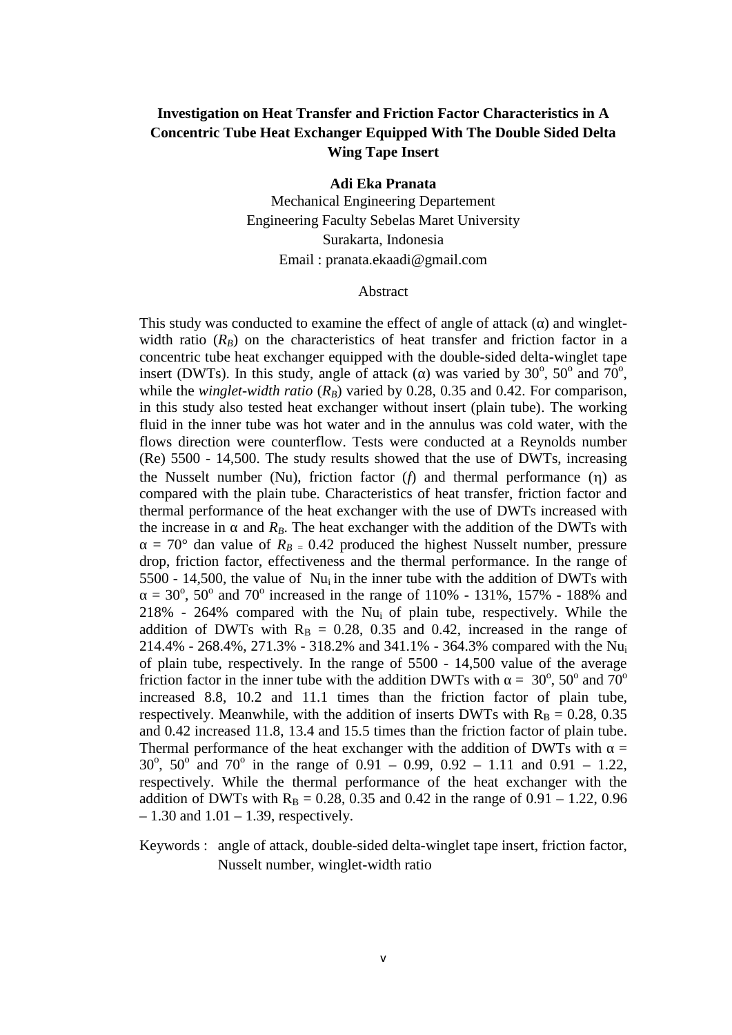**Investigation on Heat Transfer and Friction Factor Characteristics in A Concentric Tube Heat Exchanger Equipped With The Double Sided Delta Wing Tape Insert**

**Adi Eka Pranata**

Mechanical Engineering Departement
Engineering Faculty Sebelas Maret University
Surakarta, Indonesia
Email : pranata.ekaadi@gmail.com

Abstract

This study was conducted to examine the effect of angle of attack ($\alpha$) and winglet-width ratio ($R_B$) on the characteristics of heat transfer and friction factor in a concentric tube heat exchanger equipped with the double-sided delta-winglet tape insert (DWTs). In this study, angle of attack ($\alpha$) was varied by 30$^o$, 50$^o$ and 70$^o$, while the *winglet-width ratio* ($R_B$) varied by 0.28, 0.35 and 0.42. For comparison, in this study also tested heat exchanger without insert (plain tube). The working fluid in the inner tube was hot water and in the annulus was cold water, with the flows direction were counterflow. Tests were conducted at a Reynolds number (Re) 5500 - 14,500. The study results showed that the use of DWTs, increasing the Nusselt number (Nu), friction factor (*f*) and thermal performance ($\eta$) as compared with the plain tube. Characteristics of heat transfer, friction factor and thermal performance of the heat exchanger with the use of DWTs increased with the increase in $\alpha$ and $R_B$. The heat exchanger with the addition of the DWTs with $\alpha$ = 70° dan value of $R_B$ = 0.42 produced the highest Nusselt number, pressure drop, friction factor, effectiveness and the thermal performance. In the range of 5500 - 14,500, the value of $Nu_i$ in the inner tube with the addition of DWTs with $\alpha$ = 30$^o$, 50$^o$ and 70$^o$ increased in the range of 110% - 131%, 157% - 188% and 218% - 264% compared with the $Nu_i$ of plain tube, respectively. While the addition of DWTs with $R_B$ = 0.28, 0.35 and 0.42, increased in the range of 214.4% - 268.4%, 271.3% - 318.2% and 341.1% - 364.3% compared with the $Nu_i$ of plain tube, respectively. In the range of 5500 - 14,500 value of the average friction factor in the inner tube with the addition DWTs with $\alpha$ = 30$^o$, 50$^o$ and 70$^o$ increased 8.8, 10.2 and 11.1 times than the friction factor of plain tube, respectively. Meanwhile, with the addition of inserts DWTs with $R_B$ = 0.28, 0.35 and 0.42 increased 11.8, 13.4 and 15.5 times than the friction factor of plain tube. Thermal performance of the heat exchanger with the addition of DWTs with $\alpha$ = 30$^o$, 50$^o$ and 70$^o$ in the range of 0.91 – 0.99, 0.92 – 1.11 and 0.91 – 1.22, respectively. While the thermal performance of the heat exchanger with the addition of DWTs with $R_B$ = 0.28, 0.35 and 0.42 in the range of 0.91 – 1.22, 0.96 – 1.30 and 1.01 – 1.39, respectively.

Keywords : angle of attack, double-sided delta-winglet tape insert, friction factor, Nusselt number, winglet-width ratio